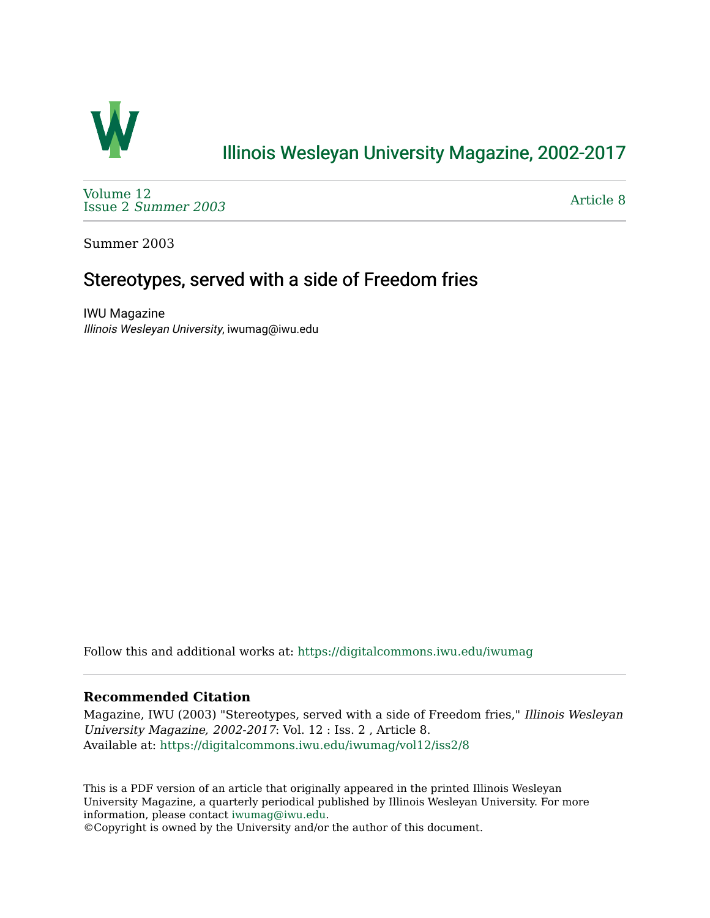# Illinois Wesleyan University Magazine, 2002-2017

Volume 12
Issue 2 *Summer 2003*

Article 8

Summer 2003

## Stereotypes, served with a side of Freedom fries

IWU Magazine
*Illinois Wesleyan University*, iwumag@iwu.edu

Follow this and additional works at: https://digitalcommons.iwu.edu/iwumag

### Recommended Citation

Magazine, IWU (2003) "Stereotypes, served with a side of Freedom fries," *Illinois Wesleyan University Magazine, 2002-2017*: Vol. 12 : Iss. 2 , Article 8.
Available at: https://digitalcommons.iwu.edu/iwumag/vol12/iss2/8

This is a PDF version of an article that originally appeared in the printed Illinois Wesleyan University Magazine, a quarterly periodical published by Illinois Wesleyan University. For more information, please contact iwumag@iwu.edu.
©Copyright is owned by the University and/or the author of this document.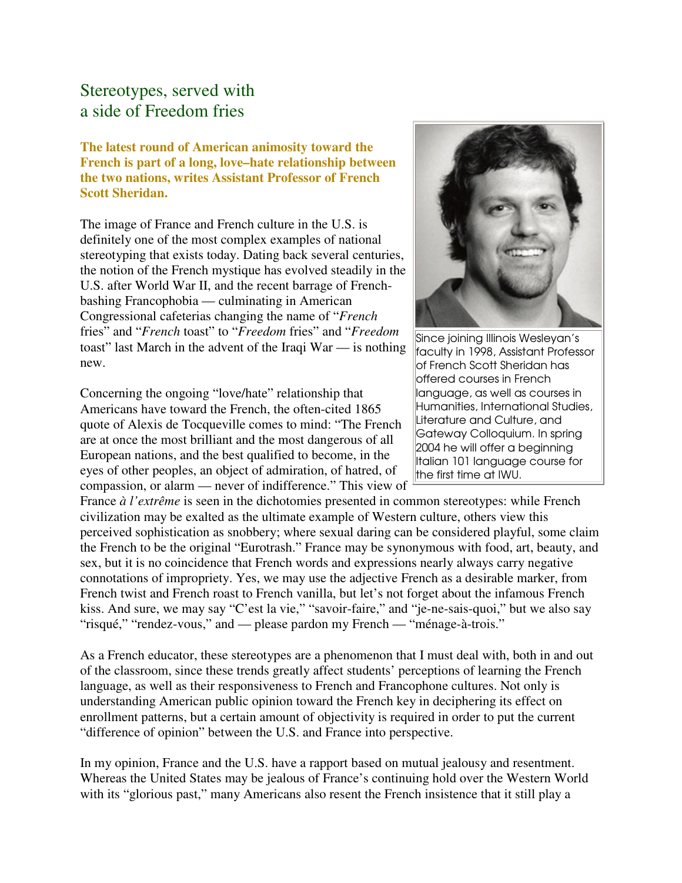# Stereotypes, served with a side of Freedom fries

**The latest round of American animosity toward the French is part of a long, love–hate relationship between the two nations, writes Assistant Professor of French Scott Sheridan.**

Since joining Illinois Wesleyan's faculty in 1998, Assistant Professor of French Scott Sheridan has offered courses in French language, as well as courses in Humanities, International Studies, Literature and Culture, and Gateway Colloquium. In spring 2004 he will offer a beginning Italian 101 language course for the first time at IWU.

The image of France and French culture in the U.S. is definitely one of the most complex examples of national stereotyping that exists today. Dating back several centuries, the notion of the French mystique has evolved steadily in the U.S. after World War II, and the recent barrage of French-bashing Francophobia — culminating in American Congressional cafeterias changing the name of "*French* fries" and "*French* toast" to "*Freedom* fries" and "*Freedom* toast" last March in the advent of the Iraqi War — is nothing new.

Concerning the ongoing "love/hate" relationship that Americans have toward the French, the often-cited 1865 quote of Alexis de Tocqueville comes to mind: "The French are at once the most brilliant and the most dangerous of all European nations, and the best qualified to become, in the eyes of other peoples, an object of admiration, of hatred, of compassion, or alarm — never of indifference." This view of France *à l'extrême* is seen in the dichotomies presented in common stereotypes: while French civilization may be exalted as the ultimate example of Western culture, others view this perceived sophistication as snobbery; where sexual daring can be considered playful, some claim the French to be the original "Eurotrash." France may be synonymous with food, art, beauty, and sex, but it is no coincidence that French words and expressions nearly always carry negative connotations of impropriety. Yes, we may use the adjective French as a desirable marker, from French twist and French roast to French vanilla, but let's not forget about the infamous French kiss. And sure, we may say "C'est la vie," "savoir-faire," and "je-ne-sais-quoi," but we also say "risqué," "rendez-vous," and — please pardon my French — "ménage-à-trois."

As a French educator, these stereotypes are a phenomenon that I must deal with, both in and out of the classroom, since these trends greatly affect students' perceptions of learning the French language, as well as their responsiveness to French and Francophone cultures. Not only is understanding American public opinion toward the French key in deciphering its effect on enrollment patterns, but a certain amount of objectivity is required in order to put the current "difference of opinion" between the U.S. and France into perspective.

In my opinion, France and the U.S. have a rapport based on mutual jealousy and resentment. Whereas the United States may be jealous of France's continuing hold over the Western World with its "glorious past," many Americans also resent the French insistence that it still play a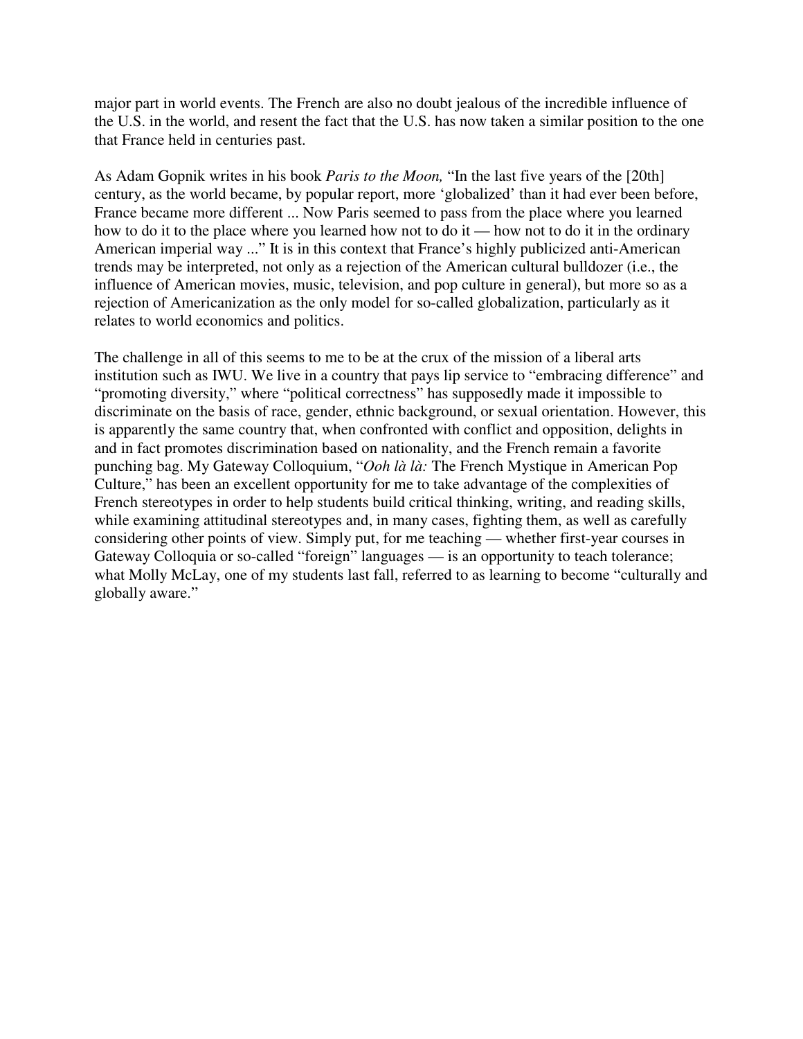major part in world events. The French are also no doubt jealous of the incredible influence of the U.S. in the world, and resent the fact that the U.S. has now taken a similar position to the one that France held in centuries past.

As Adam Gopnik writes in his book *Paris to the Moon,* "In the last five years of the [20th] century, as the world became, by popular report, more 'globalized' than it had ever been before, France became more different ... Now Paris seemed to pass from the place where you learned how to do it to the place where you learned how not to do it — how not to do it in the ordinary American imperial way ..." It is in this context that France's highly publicized anti-American trends may be interpreted, not only as a rejection of the American cultural bulldozer (i.e., the influence of American movies, music, television, and pop culture in general), but more so as a rejection of Americanization as the only model for so-called globalization, particularly as it relates to world economics and politics.

The challenge in all of this seems to me to be at the crux of the mission of a liberal arts institution such as IWU. We live in a country that pays lip service to "embracing difference" and "promoting diversity," where "political correctness" has supposedly made it impossible to discriminate on the basis of race, gender, ethnic background, or sexual orientation. However, this is apparently the same country that, when confronted with conflict and opposition, delights in and in fact promotes discrimination based on nationality, and the French remain a favorite punching bag. My Gateway Colloquium, "*Ooh là là:* The French Mystique in American Pop Culture," has been an excellent opportunity for me to take advantage of the complexities of French stereotypes in order to help students build critical thinking, writing, and reading skills, while examining attitudinal stereotypes and, in many cases, fighting them, as well as carefully considering other points of view. Simply put, for me teaching — whether first-year courses in Gateway Colloquia or so-called "foreign" languages — is an opportunity to teach tolerance; what Molly McLay, one of my students last fall, referred to as learning to become "culturally and globally aware."